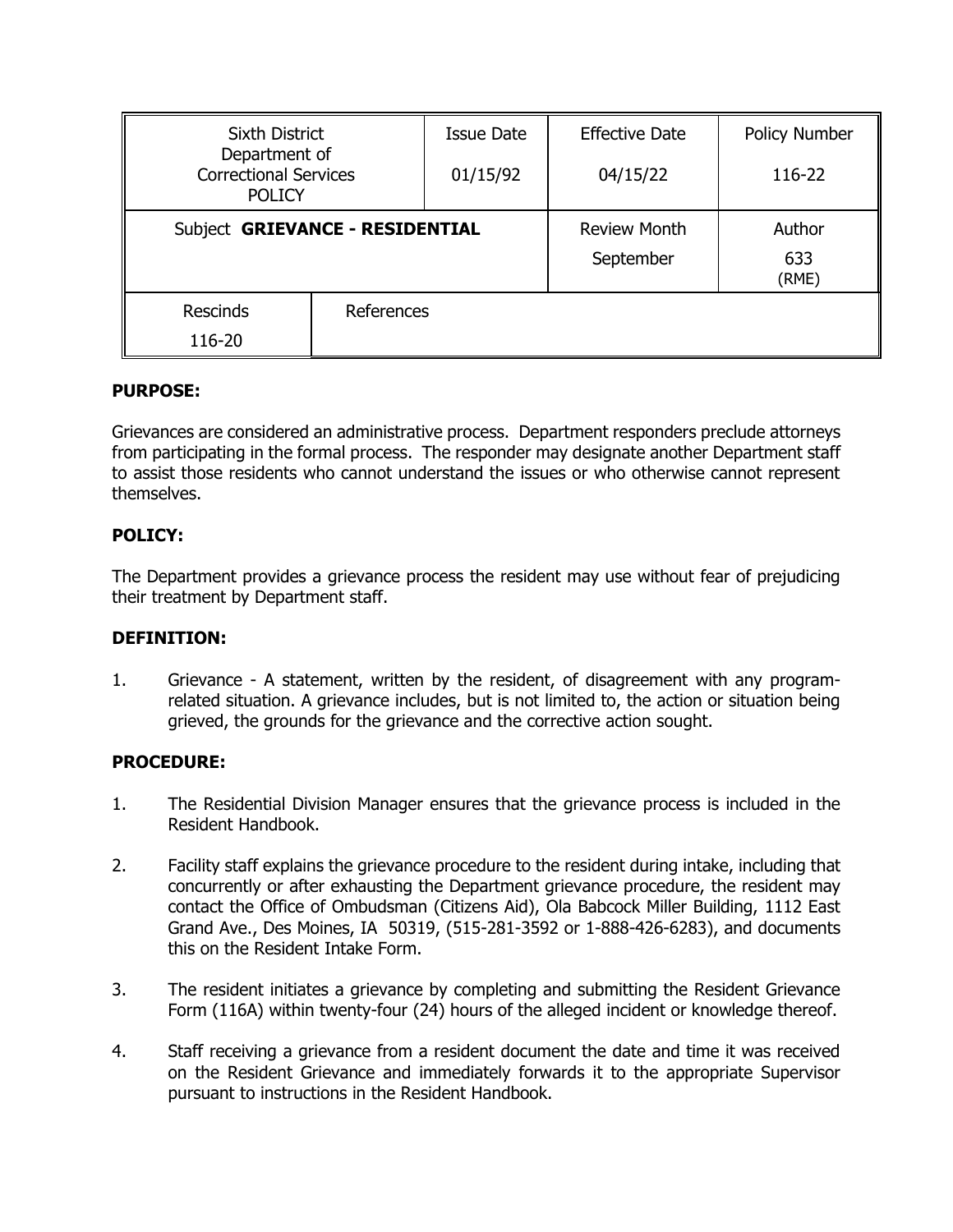| Sixth District Department of Correctional Services POLICY | | Issue Date 01/15/92 | Effective Date 04/15/22 | Policy Number 116-22 |
|---|---|---|---|---|
| Subject **GRIEVANCE - RESIDENTIAL** | | | Review Month September | Author 633 (RME) |
| Rescinds 116-20 | References | | | |

**PURPOSE:**

Grievances are considered an administrative process. Department responders preclude attorneys from participating in the formal process. The responder may designate another Department staff to assist those residents who cannot understand the issues or who otherwise cannot represent themselves.

**POLICY:**

The Department provides a grievance process the resident may use without fear of prejudicing their treatment by Department staff.

**DEFINITION:**

1. Grievance - A statement, written by the resident, of disagreement with any program-related situation. A grievance includes, but is not limited to, the action or situation being grieved, the grounds for the grievance and the corrective action sought.

**PROCEDURE:**

1. The Residential Division Manager ensures that the grievance process is included in the Resident Handbook.

2. Facility staff explains the grievance procedure to the resident during intake, including that concurrently or after exhausting the Department grievance procedure, the resident may contact the Office of Ombudsman (Citizens Aid), Ola Babcock Miller Building, 1112 East Grand Ave., Des Moines, IA 50319, (515-281-3592 or 1-888-426-6283), and documents this on the Resident Intake Form.

3. The resident initiates a grievance by completing and submitting the Resident Grievance Form (116A) within twenty-four (24) hours of the alleged incident or knowledge thereof.

4. Staff receiving a grievance from a resident document the date and time it was received on the Resident Grievance and immediately forwards it to the appropriate Supervisor pursuant to instructions in the Resident Handbook.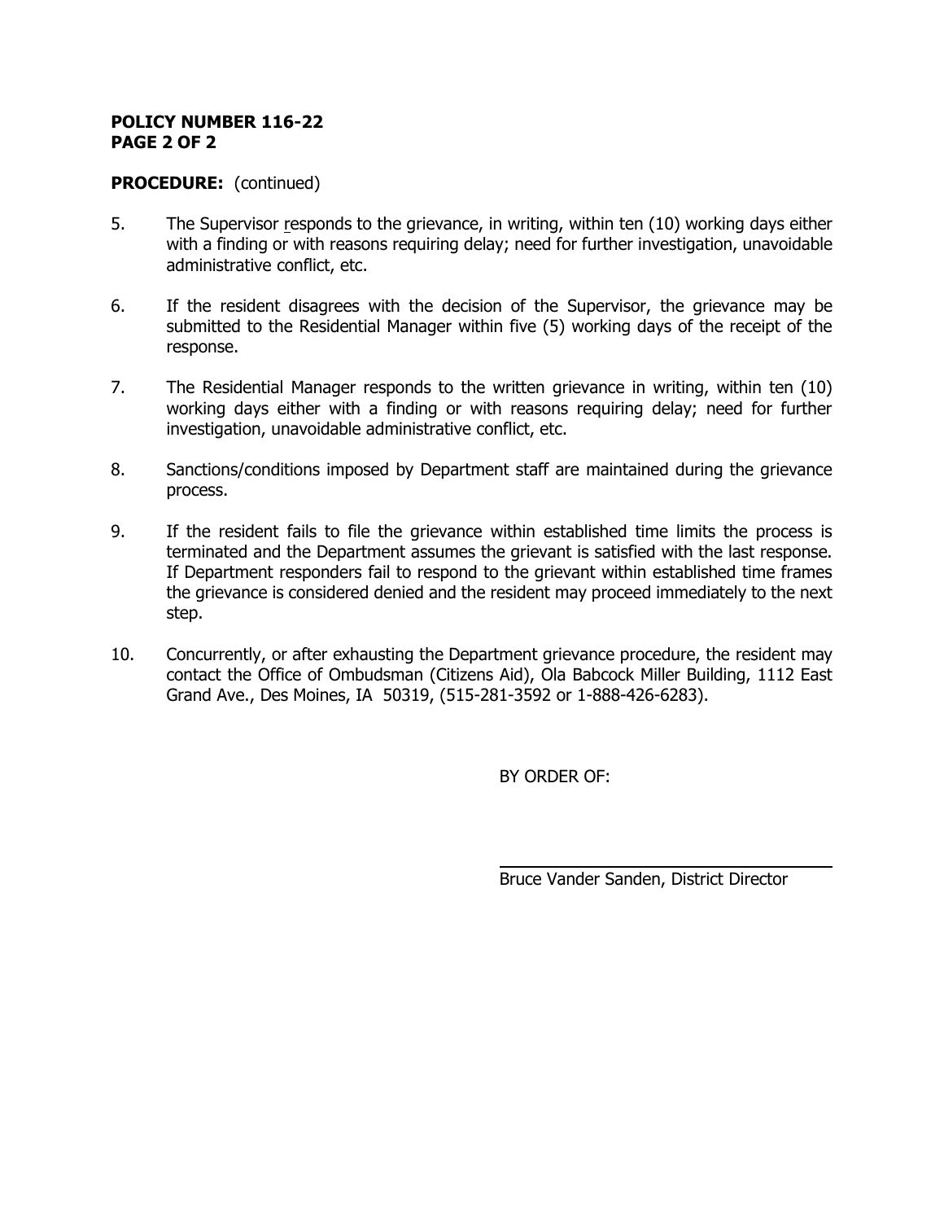**POLICY NUMBER 116-22**
**PAGE 2 OF 2**

**PROCEDURE:** (continued)

5. The Supervisor responds to the grievance, in writing, within ten (10) working days either with a finding or with reasons requiring delay; need for further investigation, unavoidable administrative conflict, etc.

6. If the resident disagrees with the decision of the Supervisor, the grievance may be submitted to the Residential Manager within five (5) working days of the receipt of the response.

7. The Residential Manager responds to the written grievance in writing, within ten (10) working days either with a finding or with reasons requiring delay; need for further investigation, unavoidable administrative conflict, etc.

8. Sanctions/conditions imposed by Department staff are maintained during the grievance process.

9. If the resident fails to file the grievance within established time limits the process is terminated and the Department assumes the grievant is satisfied with the last response. If Department responders fail to respond to the grievant within established time frames the grievance is considered denied and the resident may proceed immediately to the next step.

10. Concurrently, or after exhausting the Department grievance procedure, the resident may contact the Office of Ombudsman (Citizens Aid), Ola Babcock Miller Building, 1112 East Grand Ave., Des Moines, IA 50319, (515-281-3592 or 1-888-426-6283).

BY ORDER OF:

Bruce Vander Sanden, District Director